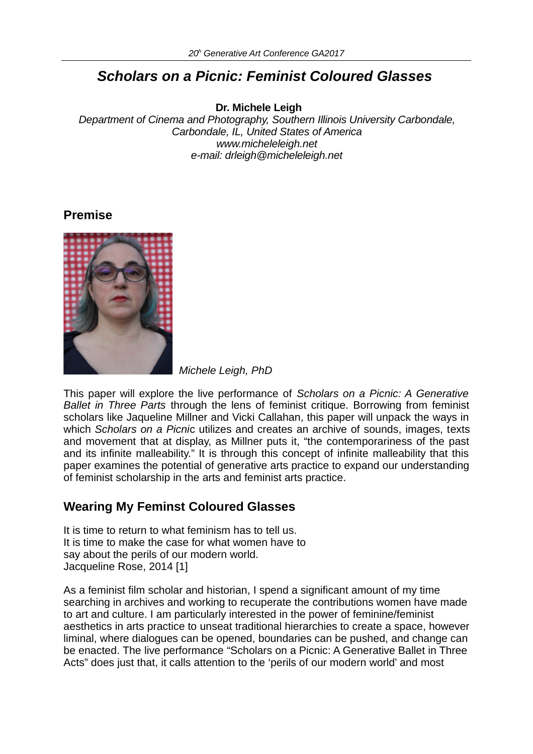# *Scholars on a Picnic: Feminist Coloured Glasses*

**Dr. Michele Leigh**

*Department of Cinema and Photography, Southern Illinois University Carbondale, Carbondale, IL, United States of America*
*www.micheleleigh.net*
*e-mail: drleigh@micheleleigh.net*

## Premise

*Michele Leigh, PhD*

This paper will explore the live performance of *Scholars on a Picnic: A Generative Ballet in Three Parts* through the lens of feminist critique. Borrowing from feminist scholars like Jaqueline Millner and Vicki Callahan, this paper will unpack the ways in which *Scholars on a Picni*c utilizes and creates an archive of sounds, images, texts and movement that at display, as Millner puts it, "the contemporariness of the past and its infinite malleability." It is through this concept of infinite malleability that this paper examines the potential of generative arts practice to expand our understanding of feminist scholarship in the arts and feminist arts practice.

## Wearing My Feminst Coloured Glasses

It is time to return to what feminism has to tell us.
It is time to make the case for what women have to
say about the perils of our modern world.
Jacqueline Rose, 2014 [1]

As a feminist film scholar and historian, I spend a significant amount of my time searching in archives and working to recuperate the contributions women have made to art and culture. I am particularly interested in the power of feminine/feminist aesthetics in arts practice to unseat traditional hierarchies to create a space, however liminal, where dialogues can be opened, boundaries can be pushed, and change can be enacted. The live performance "Scholars on a Picnic: A Generative Ballet in Three Acts" does just that, it calls attention to the 'perils of our modern world' and most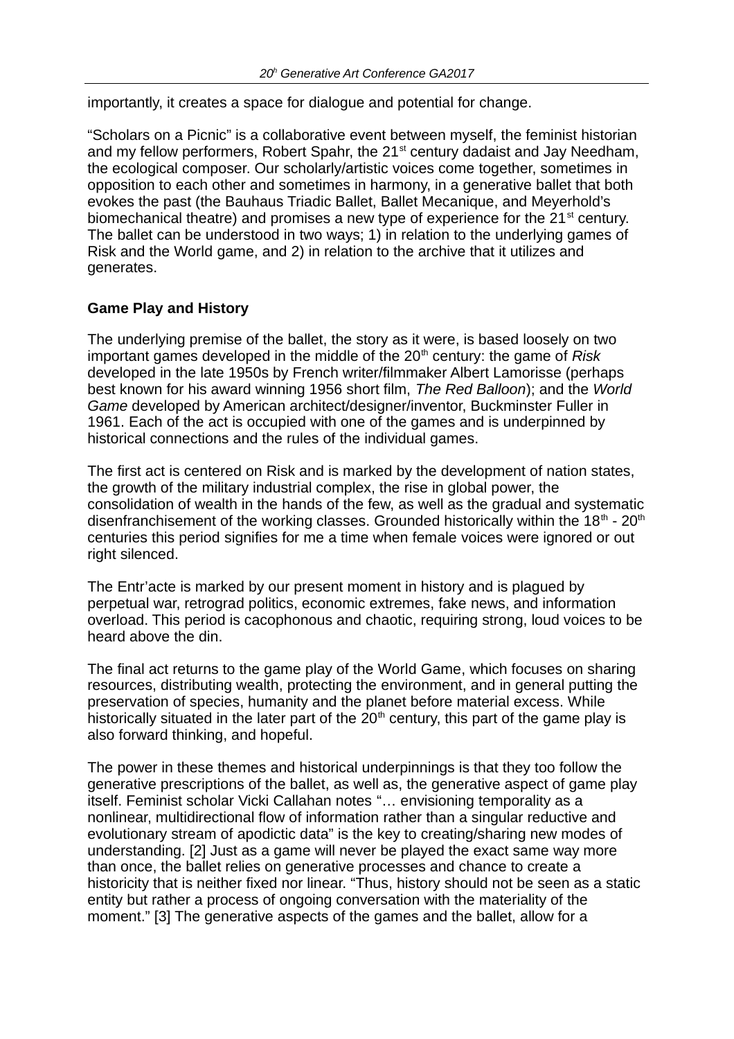importantly, it creates a space for dialogue and potential for change.

"Scholars on a Picnic" is a collaborative event between myself, the feminist historian and my fellow performers, Robert Spahr, the 21st century dadaist and Jay Needham, the ecological composer. Our scholarly/artistic voices come together, sometimes in opposition to each other and sometimes in harmony, in a generative ballet that both evokes the past (the Bauhaus Triadic Ballet, Ballet Mecanique, and Meyerhold's biomechanical theatre) and promises a new type of experience for the 21st century. The ballet can be understood in two ways; 1) in relation to the underlying games of Risk and the World game, and 2) in relation to the archive that it utilizes and generates.

**Game Play and History**

The underlying premise of the ballet, the story as it were, is based loosely on two important games developed in the middle of the 20th century: the game of *Risk* developed in the late 1950s by French writer/filmmaker Albert Lamorisse (perhaps best known for his award winning 1956 short film, *The Red Balloon*); and the *World Game* developed by American architect/designer/inventor, Buckminster Fuller in 1961. Each of the act is occupied with one of the games and is underpinned by historical connections and the rules of the individual games.

The first act is centered on Risk and is marked by the development of nation states, the growth of the military industrial complex, the rise in global power, the consolidation of wealth in the hands of the few, as well as the gradual and systematic disenfranchisement of the working classes. Grounded historically within the 18th - 20th centuries this period signifies for me a time when female voices were ignored or out right silenced.

The Entr'acte is marked by our present moment in history and is plagued by perpetual war, retrograd politics, economic extremes, fake news, and information overload. This period is cacophonous and chaotic, requiring strong, loud voices to be heard above the din.

The final act returns to the game play of the World Game, which focuses on sharing resources, distributing wealth, protecting the environment, and in general putting the preservation of species, humanity and the planet before material excess. While historically situated in the later part of the 20th century, this part of the game play is also forward thinking, and hopeful.

The power in these themes and historical underpinnings is that they too follow the generative prescriptions of the ballet, as well as, the generative aspect of game play itself. Feminist scholar Vicki Callahan notes "… envisioning temporality as a nonlinear, multidirectional flow of information rather than a singular reductive and evolutionary stream of apodictic data" is the key to creating/sharing new modes of understanding. [2] Just as a game will never be played the exact same way more than once, the ballet relies on generative processes and chance to create a historicity that is neither fixed nor linear. "Thus, history should not be seen as a static entity but rather a process of ongoing conversation with the materiality of the moment." [3] The generative aspects of the games and the ballet, allow for a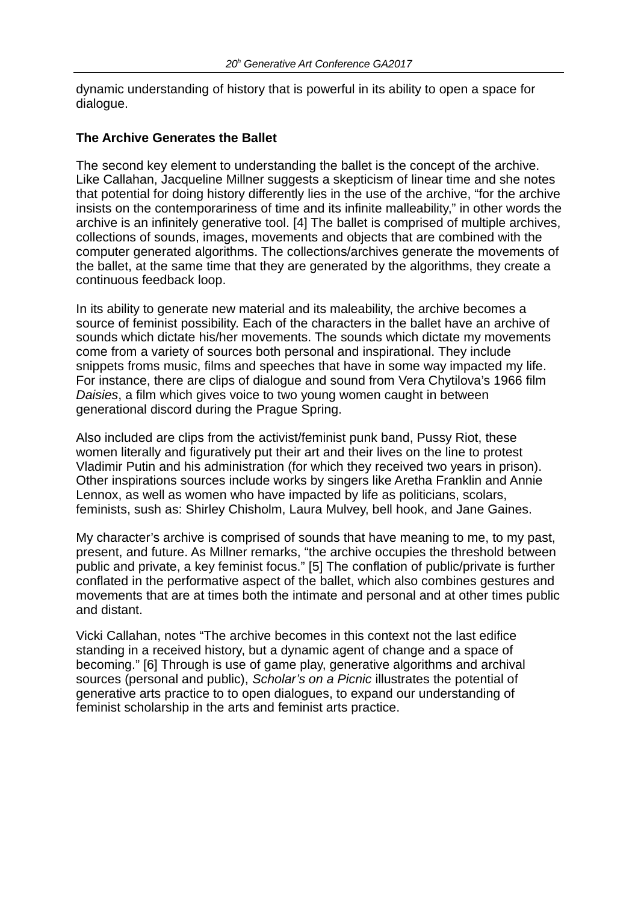dynamic understanding of history that is powerful in its ability to open a space for dialogue.

**The Archive Generates the Ballet**

The second key element to understanding the ballet is the concept of the archive. Like Callahan, Jacqueline Millner suggests a skepticism of linear time and she notes that potential for doing history differently lies in the use of the archive, "for the archive insists on the contemporariness of time and its infinite malleability," in other words the archive is an infinitely generative tool. [4] The ballet is comprised of multiple archives, collections of sounds, images, movements and objects that are combined with the computer generated algorithms. The collections/archives generate the movements of the ballet, at the same time that they are generated by the algorithms, they create a continuous feedback loop.

In its ability to generate new material and its maleability, the archive becomes a source of feminist possibility. Each of the characters in the ballet have an archive of sounds which dictate his/her movements. The sounds which dictate my movements come from a variety of sources both personal and inspirational. They include snippets froms music, films and speeches that have in some way impacted my life. For instance, there are clips of dialogue and sound from Vera Chytilova's 1966 film *Daisies*, a film which gives voice to two young women caught in between generational discord during the Prague Spring.

Also included are clips from the activist/feminist punk band, Pussy Riot, these women literally and figuratively put their art and their lives on the line to protest Vladimir Putin and his administration (for which they received two years in prison). Other inspirations sources include works by singers like Aretha Franklin and Annie Lennox, as well as women who have impacted by life as politicians, scolars, feminists, sush as: Shirley Chisholm, Laura Mulvey, bell hook, and Jane Gaines.

My character's archive is comprised of sounds that have meaning to me, to my past, present, and future. As Millner remarks, "the archive occupies the threshold between public and private, a key feminist focus." [5] The conflation of public/private is further conflated in the performative aspect of the ballet, which also combines gestures and movements that are at times both the intimate and personal and at other times public and distant.

Vicki Callahan, notes "The archive becomes in this context not the last edifice standing in a received history, but a dynamic agent of change and a space of becoming." [6] Through is use of game play, generative algorithms and archival sources (personal and public), *Scholar's on a Picnic* illustrates the potential of generative arts practice to to open dialogues, to expand our understanding of feminist scholarship in the arts and feminist arts practice.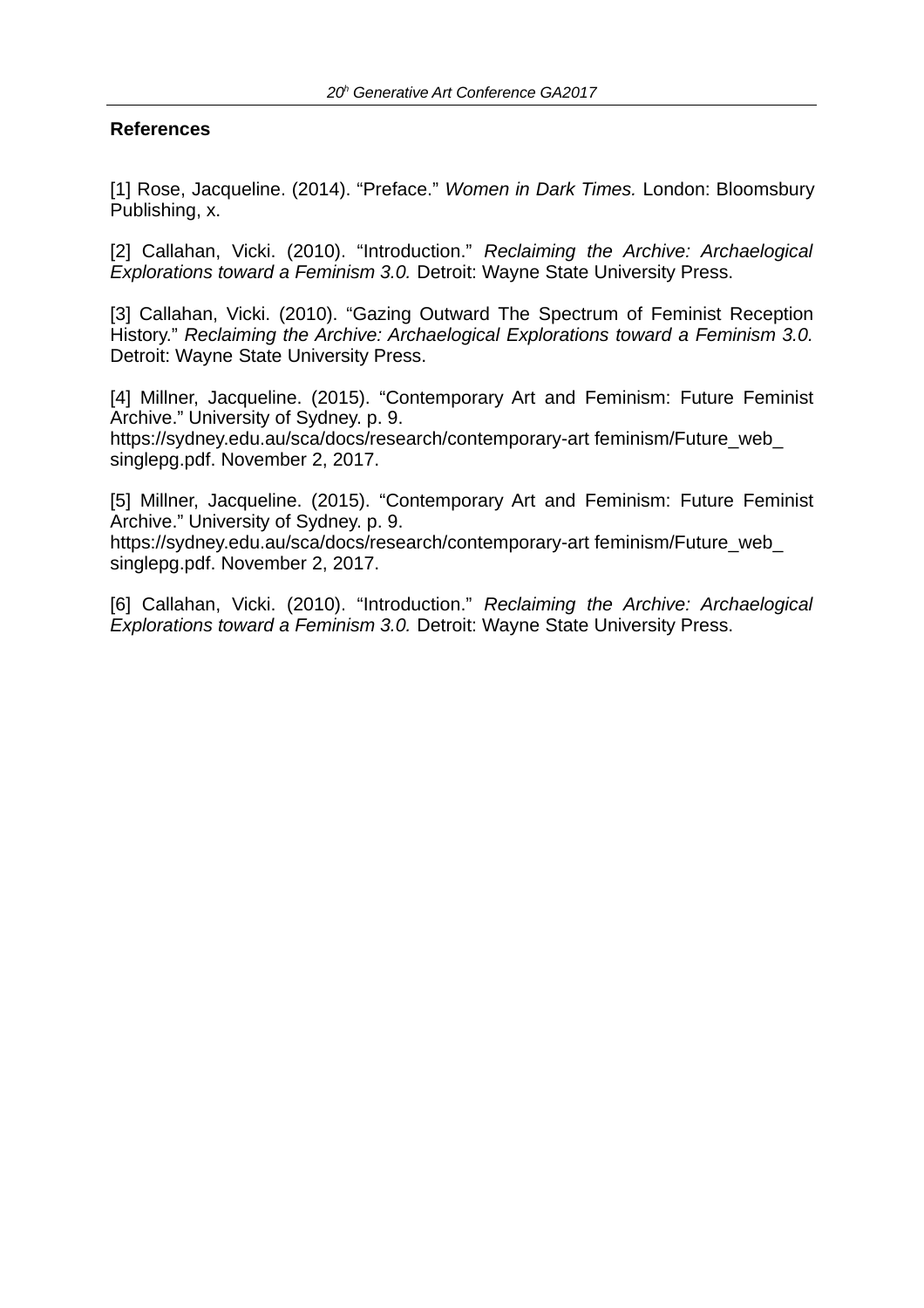## References

[1] Rose, Jacqueline. (2014). “Preface.” *Women in Dark Times.* London: Bloomsbury Publishing, x.

[2] Callahan, Vicki. (2010). “Introduction.” *Reclaiming the Archive: Archaelogical Explorations toward a Feminism 3.0.* Detroit: Wayne State University Press.

[3] Callahan, Vicki. (2010). “Gazing Outward The Spectrum of Feminist Reception History.” *Reclaiming the Archive: Archaelogical Explorations toward a Feminism 3.0.* Detroit: Wayne State University Press.

[4] Millner, Jacqueline. (2015). “Contemporary Art and Feminism: Future Feminist Archive.” University of Sydney. p. 9.
https://sydney.edu.au/sca/docs/research/contemporary-art feminism/Future_web_ singlepg.pdf. November 2, 2017.

[5] Millner, Jacqueline. (2015). “Contemporary Art and Feminism: Future Feminist Archive.” University of Sydney. p. 9.
https://sydney.edu.au/sca/docs/research/contemporary-art feminism/Future_web_ singlepg.pdf. November 2, 2017.

[6] Callahan, Vicki. (2010). “Introduction.” *Reclaiming the Archive: Archaelogical Explorations toward a Feminism 3.0.* Detroit: Wayne State University Press.